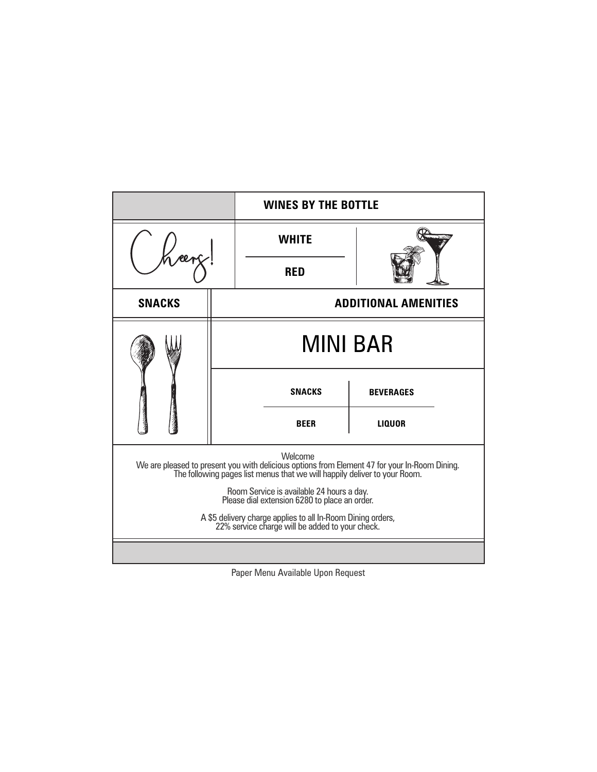## WINES BY THE BOTTLE

Cheers!

**WHITE**

**RED**

**SNACKS**

**ADDITIONAL AMENITIES**

# MINI BAR

**SNACKS** | **BEVERAGES**

**BEER** | **LIQUOR**

Welcome
We are pleased to present you with delicious options from Element 47 for your In-Room Dining.
The following pages list menus that we will happily deliver to your Room.

Room Service is available 24 hours a day.
Please dial extension 6280 to place an order.

A $5 delivery charge applies to all In-Room Dining orders,
22% service charge will be added to your check.

Paper Menu Available Upon Request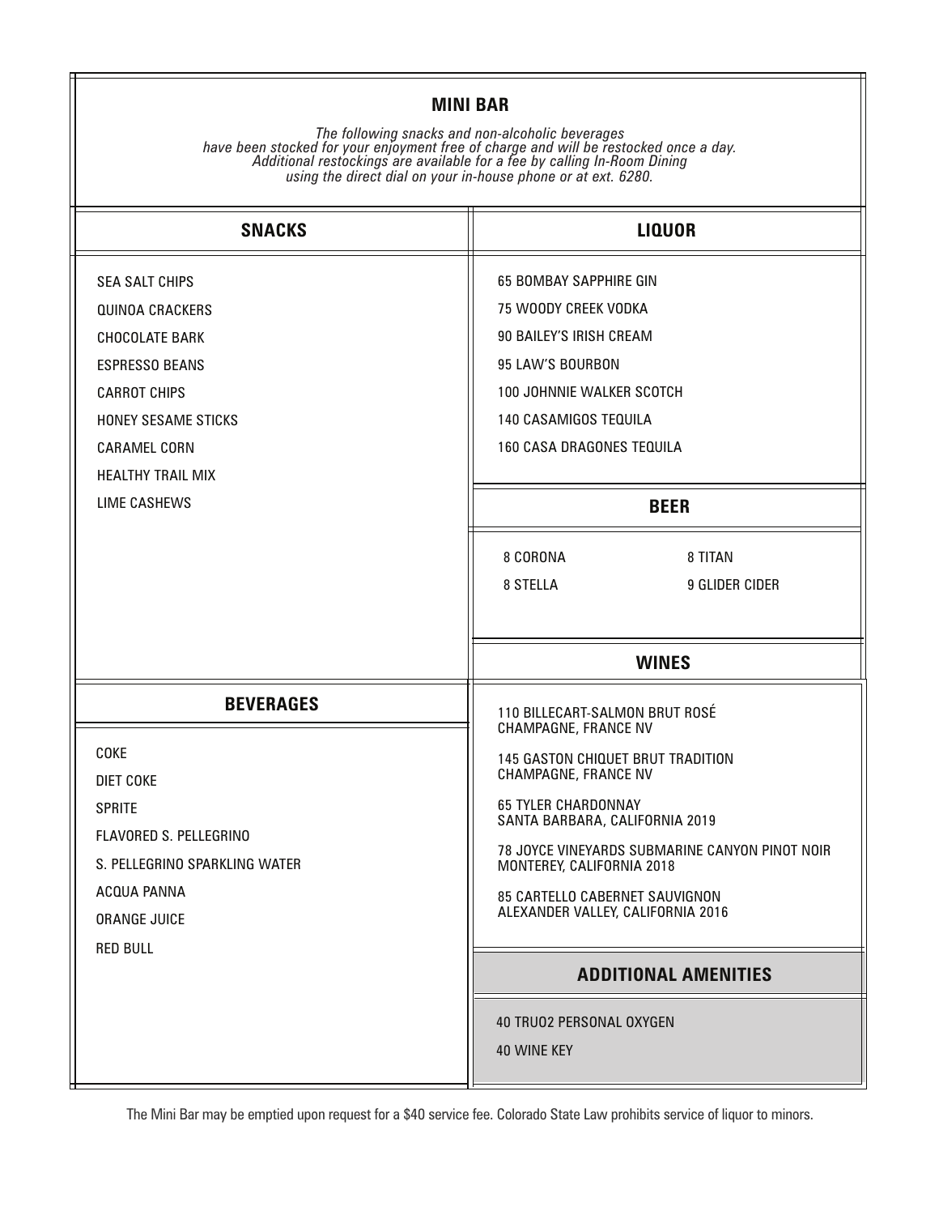# MINI BAR

*The following snacks and non-alcoholic beverages have been stocked for your enjoyment free of charge and will be restocked once a day. Additional restockings are available for a fee by calling In-Room Dining using the direct dial on your in-house phone or at ext. 6280.*

## SNACKS

SEA SALT CHIPS

QUINOA CRACKERS

CHOCOLATE BARK

ESPRESSO BEANS

CARROT CHIPS

HONEY SESAME STICKS

CARAMEL CORN

HEALTHY TRAIL MIX

LIME CASHEWS

## BEVERAGES

COKE

DIET COKE

SPRITE

FLAVORED S. PELLEGRINO

S. PELLEGRINO SPARKLING WATER

ACQUA PANNA

ORANGE JUICE

RED BULL

## LIQUOR

65 BOMBAY SAPPHIRE GIN

75 WOODY CREEK VODKA

90 BAILEY'S IRISH CREAM

95 LAW'S BOURBON

100 JOHNNIE WALKER SCOTCH

140 CASAMIGOS TEQUILA

160 CASA DRAGONES TEQUILA

## BEER

8 CORONA

8 TITAN

8 STELLA

9 GLIDER CIDER

## WINES

110 BILLECART-SALMON BRUT ROSÉ
CHAMPAGNE, FRANCE NV

145 GASTON CHIQUET BRUT TRADITION
CHAMPAGNE, FRANCE NV

65 TYLER CHARDONNAY
SANTA BARBARA, CALIFORNIA 2019

78 JOYCE VINEYARDS SUBMARINE CANYON PINOT NOIR
MONTEREY, CALIFORNIA 2018

85 CARTELLO CABERNET SAUVIGNON
ALEXANDER VALLEY, CALIFORNIA 2016

## ADDITIONAL AMENITIES

40 TRUO2 PERSONAL OXYGEN

40 WINE KEY

The Mini Bar may be emptied upon request for a $40 service fee. Colorado State Law prohibits service of liquor to minors.